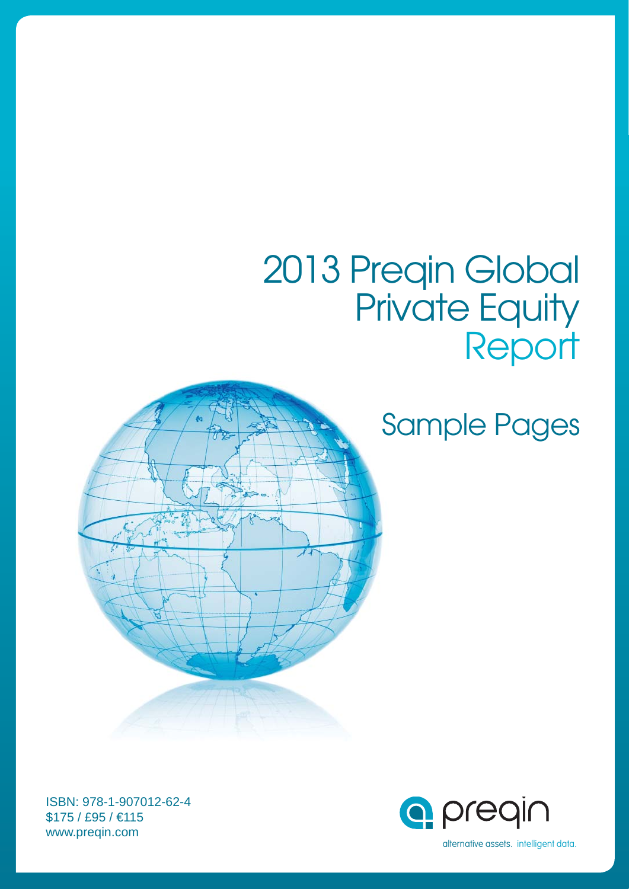# 2013 Preqin Global Private Equity Report

## Sample Pages

ISBN: 978-1-907012-62-4
$175 / £95 / €115
www.preqin.com

preqin

alternative assets. intelligent data.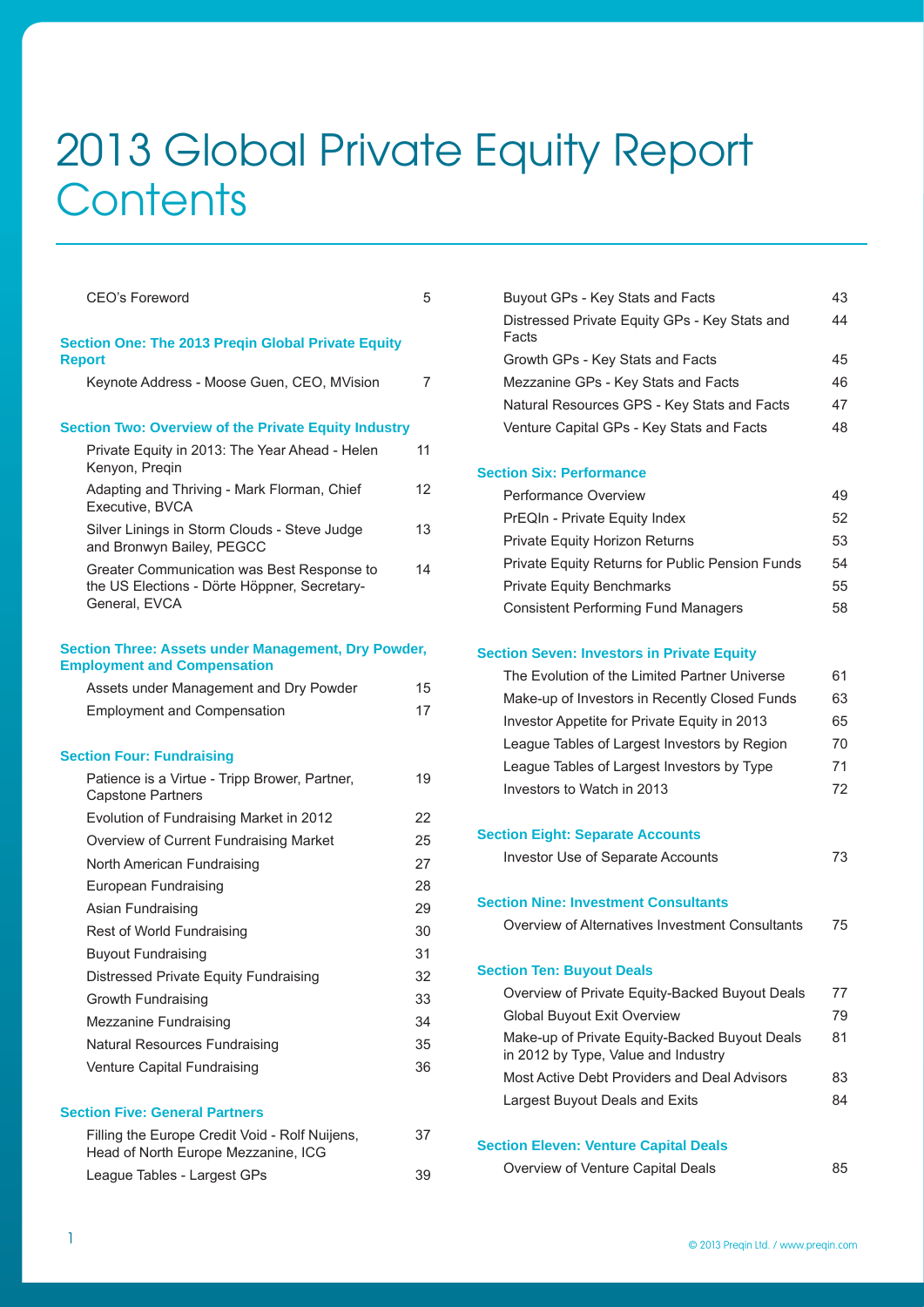# 2013 Global Private Equity Report Contents

| | |
|---|---|
| CEO's Foreword | 5 |

**Section One: The 2013 Preqin Global Private Equity Report**

| | |
|---|---|
| Keynote Address - Moose Guen, CEO, MVision | 7 |

**Section Two: Overview of the Private Equity Industry**

| | |
|---|---|
| Private Equity in 2013: The Year Ahead - Helen Kenyon, Preqin | 11 |
| Adapting and Thriving - Mark Florman, Chief Executive, BVCA | 12 |
| Silver Linings in Storm Clouds - Steve Judge and Bronwyn Bailey, PEGCC | 13 |
| Greater Communication was Best Response to the US Elections - Dörte Höppner, Secretary-General, EVCA | 14 |

**Section Three: Assets under Management, Dry Powder, Employment and Compensation**

| | |
|---|---|
| Assets under Management and Dry Powder | 15 |
| Employment and Compensation | 17 |

**Section Four: Fundraising**

| | |
|---|---|
| Patience is a Virtue - Tripp Brower, Partner, Capstone Partners | 19 |
| Evolution of Fundraising Market in 2012 | 22 |
| Overview of Current Fundraising Market | 25 |
| North American Fundraising | 27 |
| European Fundraising | 28 |
| Asian Fundraising | 29 |
| Rest of World Fundraising | 30 |
| Buyout Fundraising | 31 |
| Distressed Private Equity Fundraising | 32 |
| Growth Fundraising | 33 |
| Mezzanine Fundraising | 34 |
| Natural Resources Fundraising | 35 |
| Venture Capital Fundraising | 36 |

**Section Five: General Partners**

| | |
|---|---|
| Filling the Europe Credit Void - Rolf Nuijens, Head of North Europe Mezzanine, ICG | 37 |
| League Tables - Largest GPs | 39 |
| Buyout GPs - Key Stats and Facts | 43 |
| Distressed Private Equity GPs - Key Stats and Facts | 44 |
| Growth GPs - Key Stats and Facts | 45 |
| Mezzanine GPs - Key Stats and Facts | 46 |
| Natural Resources GPS - Key Stats and Facts | 47 |
| Venture Capital GPs - Key Stats and Facts | 48 |

**Section Six: Performance**

| | |
|---|---|
| Performance Overview | 49 |
| PrEQIn - Private Equity Index | 52 |
| Private Equity Horizon Returns | 53 |
| Private Equity Returns for Public Pension Funds | 54 |
| Private Equity Benchmarks | 55 |
| Consistent Performing Fund Managers | 58 |

**Section Seven: Investors in Private Equity**

| | |
|---|---|
| The Evolution of the Limited Partner Universe | 61 |
| Make-up of Investors in Recently Closed Funds | 63 |
| Investor Appetite for Private Equity in 2013 | 65 |
| League Tables of Largest Investors by Region | 70 |
| League Tables of Largest Investors by Type | 71 |
| Investors to Watch in 2013 | 72 |

**Section Eight: Separate Accounts**

| | |
|---|---|
| Investor Use of Separate Accounts | 73 |

**Section Nine: Investment Consultants**

| | |
|---|---|
| Overview of Alternatives Investment Consultants | 75 |

**Section Ten: Buyout Deals**

| | |
|---|---|
| Overview of Private Equity-Backed Buyout Deals | 77 |
| Global Buyout Exit Overview | 79 |
| Make-up of Private Equity-Backed Buyout Deals in 2012 by Type, Value and Industry | 81 |
| Most Active Debt Providers and Deal Advisors | 83 |
| Largest Buyout Deals and Exits | 84 |

**Section Eleven: Venture Capital Deals**

| | |
|---|---|
| Overview of Venture Capital Deals | 85 |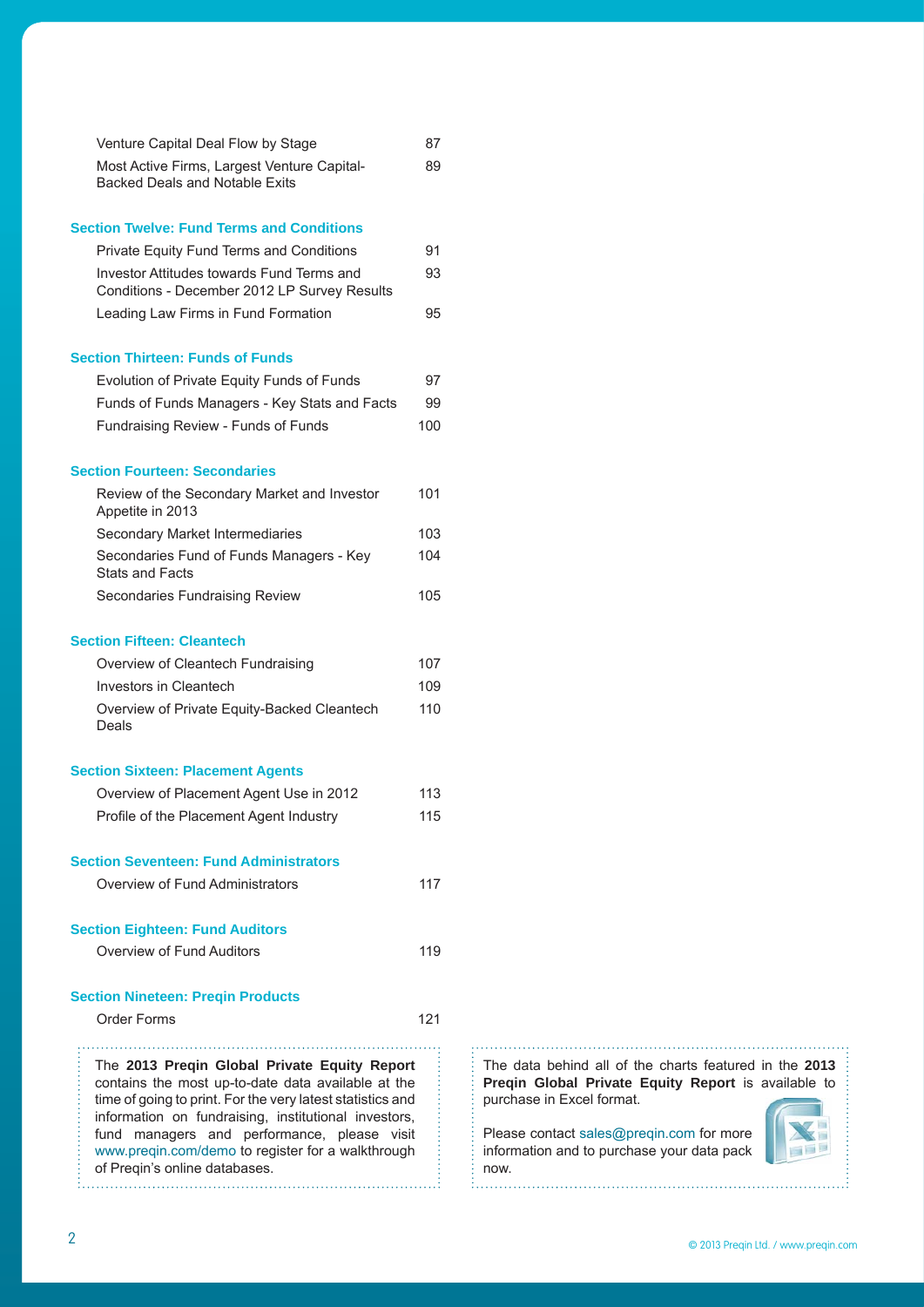| | |
|---|---|
| Venture Capital Deal Flow by Stage | 87 |
| Most Active Firms, Largest Venture Capital-Backed Deals and Notable Exits | 89 |

## Section Twelve: Fund Terms and Conditions

| | |
|---|---|
| Private Equity Fund Terms and Conditions | 91 |
| Investor Attitudes towards Fund Terms and Conditions - December 2012 LP Survey Results | 93 |
| Leading Law Firms in Fund Formation | 95 |

## Section Thirteen: Funds of Funds

| | |
|---|---|
| Evolution of Private Equity Funds of Funds | 97 |
| Funds of Funds Managers - Key Stats and Facts | 99 |
| Fundraising Review - Funds of Funds | 100 |

## Section Fourteen: Secondaries

| | |
|---|---|
| Review of the Secondary Market and Investor Appetite in 2013 | 101 |
| Secondary Market Intermediaries | 103 |
| Secondaries Fund of Funds Managers - Key Stats and Facts | 104 |
| Secondaries Fundraising Review | 105 |

## Section Fifteen: Cleantech

| | |
|---|---|
| Overview of Cleantech Fundraising | 107 |
| Investors in Cleantech | 109 |
| Overview of Private Equity-Backed Cleantech Deals | 110 |

## Section Sixteen: Placement Agents

| | |
|---|---|
| Overview of Placement Agent Use in 2012 | 113 |
| Profile of the Placement Agent Industry | 115 |

## Section Seventeen: Fund Administrators

| | |
|---|---|
| Overview of Fund Administrators | 117 |

## Section Eighteen: Fund Auditors

| | |
|---|---|
| Overview of Fund Auditors | 119 |

## Section Nineteen: Preqin Products

| | |
|---|---|
| Order Forms | 121 |

The **2013 Preqin Global Private Equity Report** contains the most up-to-date data available at the time of going to print. For the very latest statistics and information on fundraising, institutional investors, fund managers and performance, please visit www.preqin.com/demo to register for a walkthrough of Preqin's online databases.

The data behind all of the charts featured in the **2013 Preqin Global Private Equity Report** is available to purchase in Excel format.

Please contact sales@preqin.com for more information and to purchase your data pack now.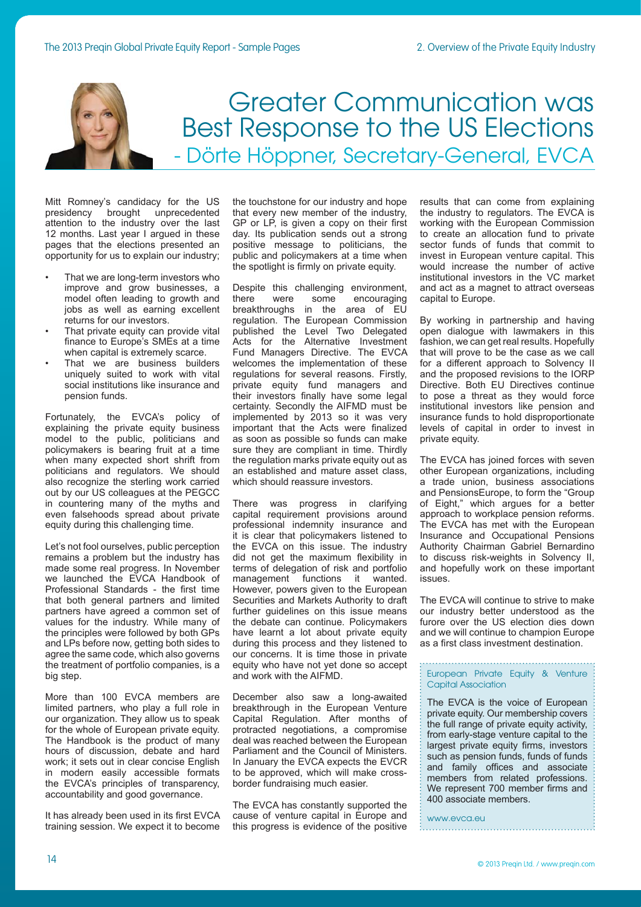# Greater Communication was Best Response to the US Elections - Dörte Höppner, Secretary-General, EVCA

Mitt Romney's candidacy for the US presidency brought unprecedented attention to the industry over the last 12 months. Last year I argued in these pages that the elections presented an opportunity for us to explain our industry;

- That we are long-term investors who improve and grow businesses, a model often leading to growth and jobs as well as earning excellent returns for our investors.
- That private equity can provide vital finance to Europe's SMEs at a time when capital is extremely scarce.
- That we are business builders uniquely suited to work with vital social institutions like insurance and pension funds.

Fortunately, the EVCA's policy of explaining the private equity business model to the public, politicians and policymakers is bearing fruit at a time when many expected short shrift from politicians and regulators. We should also recognize the sterling work carried out by our US colleagues at the PEGCC in countering many of the myths and even falsehoods spread about private equity during this challenging time.

Let's not fool ourselves, public perception remains a problem but the industry has made some real progress. In November we launched the EVCA Handbook of Professional Standards - the first time that both general partners and limited partners have agreed a common set of values for the industry. While many of the principles were followed by both GPs and LPs before now, getting both sides to agree the same code, which also governs the treatment of portfolio companies, is a big step.

More than 100 EVCA members are limited partners, who play a full role in our organization. They allow us to speak for the whole of European private equity. The Handbook is the product of many hours of discussion, debate and hard work; it sets out in clear concise English in modern easily accessible formats the EVCA's principles of transparency, accountability and good governance.

It has already been used in its first EVCA training session. We expect it to become the touchstone for our industry and hope that every new member of the industry, GP or LP, is given a copy on their first day. Its publication sends out a strong positive message to politicians, the public and policymakers at a time when the spotlight is firmly on private equity.

Despite this challenging environment, there were some encouraging breakthroughs in the area of EU regulation. The European Commission published the Level Two Delegated Acts for the Alternative Investment Fund Managers Directive. The EVCA welcomes the implementation of these regulations for several reasons. Firstly, private equity fund managers and their investors finally have some legal certainty. Secondly the AIFMD must be implemented by 2013 so it was very important that the Acts were finalized as soon as possible so funds can make sure they are compliant in time. Thirdly the regulation marks private equity out as an established and mature asset class, which should reassure investors.

There was progress in clarifying capital requirement provisions around professional indemnity insurance and it is clear that policymakers listened to the EVCA on this issue. The industry did not get the maximum flexibility in terms of delegation of risk and portfolio management functions it wanted. However, powers given to the European Securities and Markets Authority to draft further guidelines on this issue means the debate can continue. Policymakers have learnt a lot about private equity during this process and they listened to our concerns. It is time those in private equity who have not yet done so accept and work with the AIFMD.

December also saw a long-awaited breakthrough in the European Venture Capital Regulation. After months of protracted negotiations, a compromise deal was reached between the European Parliament and the Council of Ministers. In January the EVCA expects the EVCR to be approved, which will make cross-border fundraising much easier.

The EVCA has constantly supported the cause of venture capital in Europe and this progress is evidence of the positive results that can come from explaining the industry to regulators. The EVCA is working with the European Commission to create an allocation fund to private sector funds of funds that commit to invest in European venture capital. This would increase the number of active institutional investors in the VC market and act as a magnet to attract overseas capital to Europe.

By working in partnership and having open dialogue with lawmakers in this fashion, we can get real results. Hopefully that will prove to be the case as we call for a different approach to Solvency II and the proposed revisions to the IORP Directive. Both EU Directives continue to pose a threat as they would force institutional investors like pension and insurance funds to hold disproportionate levels of capital in order to invest in private equity.

The EVCA has joined forces with seven other European organizations, including a trade union, business associations and PensionsEurope, to form the "Group of Eight," which argues for a better approach to workplace pension reforms. The EVCA has met with the European Insurance and Occupational Pensions Authority Chairman Gabriel Bernardino to discuss risk-weights in Solvency II, and hopefully work on these important issues.

The EVCA will continue to strive to make our industry better understood as the furore over the US election dies down and we will continue to champion Europe as a first class investment destination.

---

European Private Equity & Venture Capital Association

The EVCA is the voice of European private equity. Our membership covers the full range of private equity activity, from early-stage venture capital to the largest private equity firms, investors such as pension funds, funds of funds and family offices and associate members from related professions. We represent 700 member firms and 400 associate members.

www.evca.eu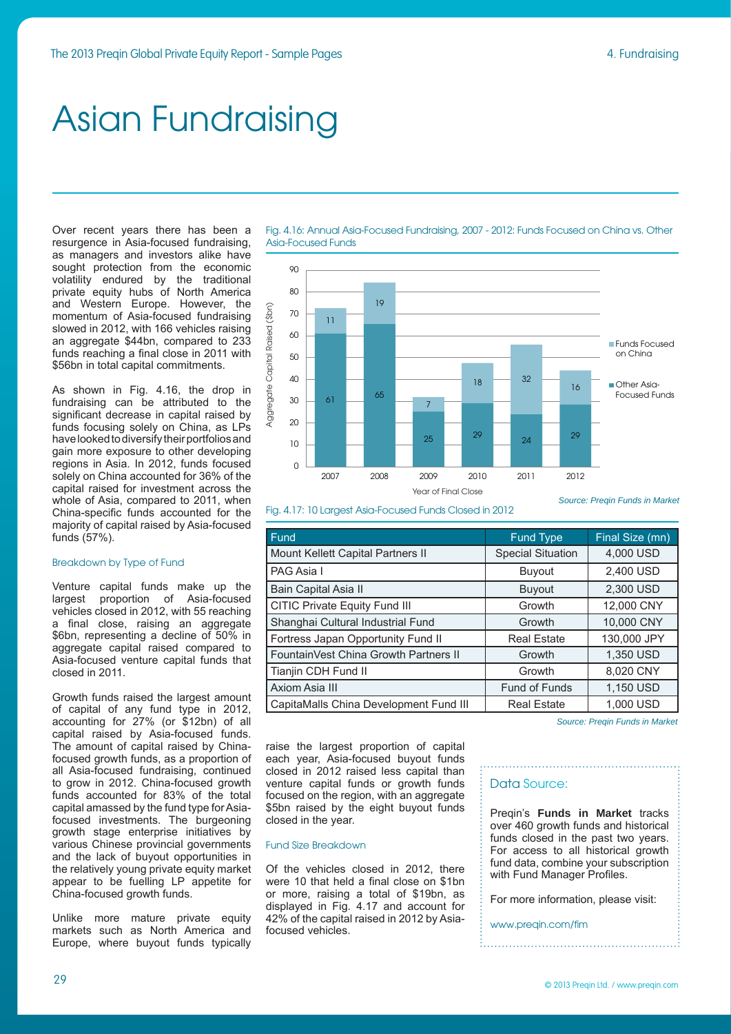# Asian Fundraising

Over recent years there has been a resurgence in Asia-focused fundraising, as managers and investors alike have sought protection from the economic volatility endured by the traditional private equity hubs of North America and Western Europe. However, the momentum of Asia-focused fundraising slowed in 2012, with 166 vehicles raising an aggregate $44bn, compared to 233 funds reaching a final close in 2011 with $56bn in total capital commitments.

As shown in Fig. 4.16, the drop in fundraising can be attributed to the significant decrease in capital raised by funds focusing solely on China, as LPs have looked to diversify their portfolios and gain more exposure to other developing regions in Asia. In 2012, funds focused solely on China accounted for 36% of the capital raised for investment across the whole of Asia, compared to 2011, when China-specific funds accounted for the majority of capital raised by Asia-focused funds (57%).

### Breakdown by Type of Fund

Venture capital funds make up the largest proportion of Asia-focused vehicles closed in 2012, with 55 reaching a final close, raising an aggregate $6bn, representing a decline of 50% in aggregate capital raised compared to Asia-focused venture capital funds that closed in 2011.

Growth funds raised the largest amount of capital of any fund type in 2012, accounting for 27% (or $12bn) of all capital raised by Asia-focused funds. The amount of capital raised by China-focused growth funds, as a proportion of all Asia-focused fundraising, continued to grow in 2012. China-focused growth funds accounted for 83% of the total capital amassed by the fund type for Asia-focused investments. The burgeoning growth stage enterprise initiatives by various Chinese provincial governments and the lack of buyout opportunities in the relatively young private equity market appear to be fuelling LP appetite for China-focused growth funds.

Unlike more mature private equity markets such as North America and Europe, where buyout funds typically raise the largest proportion of capital each year, Asia-focused buyout funds closed in 2012 raised less capital than venture capital funds or growth funds focused on the region, with an aggregate $5bn raised by the eight buyout funds closed in the year.

### Fund Size Breakdown

Of the vehicles closed in 2012, there were 10 that held a final close on $1bn or more, raising a total of $19bn, as displayed in Fig. 4.17 and account for 42% of the capital raised in 2012 by Asia-focused vehicles.

Fig. 4.16: Annual Asia-Focused Fundraising, 2007 - 2012: Funds Focused on China vs. Other Asia-Focused Funds

Aggregate Capital Raised ($bn)
0
10
20
30
40
50
60
70
80
90
2007: 61, 11
2008: 65, 19
2009: 25, 7
2010: 29, 18
2011: 24, 32
2012: 29, 16
Year of Final Close
Funds Focused on China
Other Asia-Focused Funds

*Source: Preqin Funds in Market*

Fig. 4.17: 10 Largest Asia-Focused Funds Closed in 2012

| Fund | Fund Type | Final Size (mn) |
|---|---|---|
| Mount Kellett Capital Partners II | Special Situation | 4,000 USD |
| PAG Asia I | Buyout | 2,400 USD |
| Bain Capital Asia II | Buyout | 2,300 USD |
| CITIC Private Equity Fund III | Growth | 12,000 CNY |
| Shanghai Cultural Industrial Fund | Growth | 10,000 CNY |
| Fortress Japan Opportunity Fund II | Real Estate | 130,000 JPY |
| FountainVest China Growth Partners II | Growth | 1,350 USD |
| Tianjin CDH Fund II | Growth | 8,020 CNY |
| Axiom Asia III | Fund of Funds | 1,150 USD |
| CapitaMalls China Development Fund III | Real Estate | 1,000 USD |

*Source: Preqin Funds in Market*

### Data Source:

Preqin's **Funds in Market** tracks over 460 growth funds and historical funds closed in the past two years. For access to all historical growth fund data, combine your subscription with Fund Manager Profiles.

For more information, please visit:

www.preqin.com/fim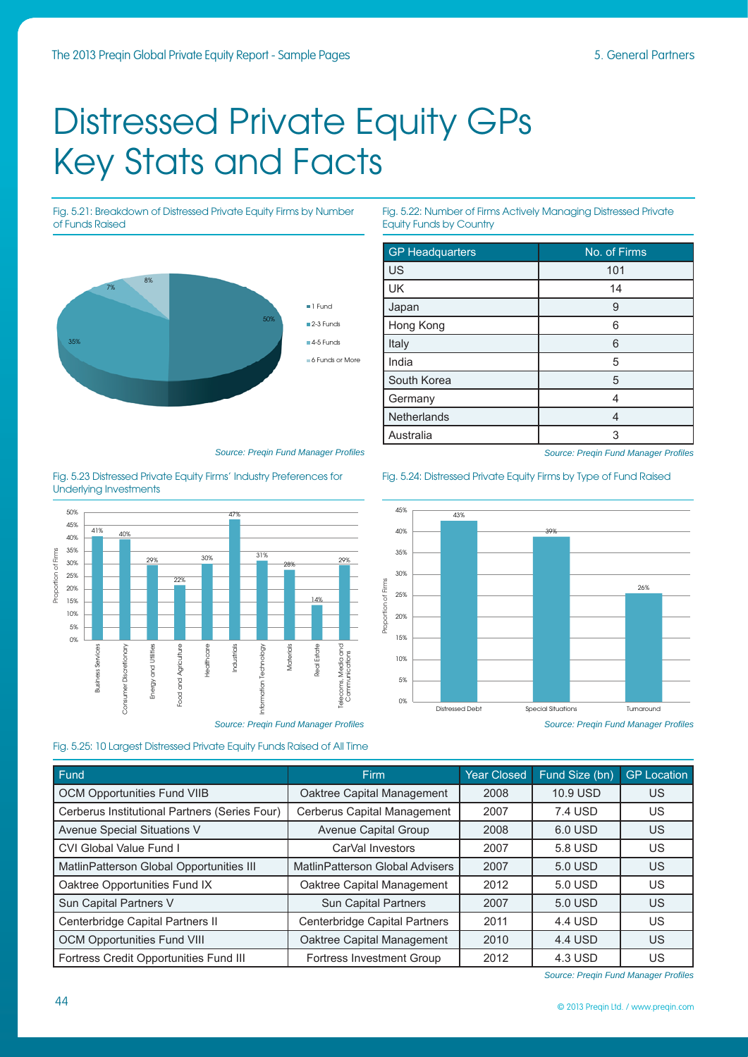# Distressed Private Equity GPs Key Stats and Facts

Fig. 5.21: Breakdown of Distressed Private Equity Firms by Number of Funds Raised

50%
35%
7%
8%

1 Fund
2-3 Funds
4-5 Funds
6 Funds or More

*Source: Preqin Fund Manager Profiles*

Fig. 5.22: Number of Firms Actively Managing Distressed Private Equity Funds by Country

| GP Headquarters | No. of Firms |
|---|---|
| US | 101 |
| UK | 14 |
| Japan | 9 |
| Hong Kong | 6 |
| Italy | 6 |
| India | 5 |
| South Korea | 5 |
| Germany | 4 |
| Netherlands | 4 |
| Australia | 3 |

*Source: Preqin Fund Manager Profiles*

Fig. 5.23 Distressed Private Equity Firms' Industry Preferences for Underlying Investments

Proportion of Firms

0%
5%
10%
15%
20%
25%
30%
35%
40%
45%
50%

Business Services 41%
Consumer Discretionary 40%
Energy and Utilities 29%
Food and Agriculture 22%
Healthcare 30%
Industrials 47%
Information Technology 31%
Materials 28%
Real Estate 14%
Telecoms, Media and Communications 29%

*Source: Preqin Fund Manager Profiles*

Fig. 5.24: Distressed Private Equity Firms by Type of Fund Raised

Proportion of Firms

0%
5%
10%
15%
20%
25%
30%
35%
40%
45%

Distressed Debt 43%
Special Situations 39%
Turnaround 26%

*Source: Preqin Fund Manager Profiles*

Fig. 5.25: 10 Largest Distressed Private Equity Funds Raised of All Time

| Fund | Firm | Year Closed | Fund Size (bn) | GP Location |
|---|---|---|---|---|
| OCM Opportunities Fund VIIB | Oaktree Capital Management | 2008 | 10.9 USD | US |
| Cerberus Institutional Partners (Series Four) | Cerberus Capital Management | 2007 | 7.4 USD | US |
| Avenue Special Situations V | Avenue Capital Group | 2008 | 6.0 USD | US |
| CVI Global Value Fund I | CarVal Investors | 2007 | 5.8 USD | US |
| MatlinPatterson Global Opportunities III | MatlinPatterson Global Advisers | 2007 | 5.0 USD | US |
| Oaktree Opportunities Fund IX | Oaktree Capital Management | 2012 | 5.0 USD | US |
| Sun Capital Partners V | Sun Capital Partners | 2007 | 5.0 USD | US |
| Centerbridge Capital Partners II | Centerbridge Capital Partners | 2011 | 4.4 USD | US |
| OCM Opportunities Fund VIII | Oaktree Capital Management | 2010 | 4.4 USD | US |
| Fortress Credit Opportunities Fund III | Fortress Investment Group | 2012 | 4.3 USD | US |

*Source: Preqin Fund Manager Profiles*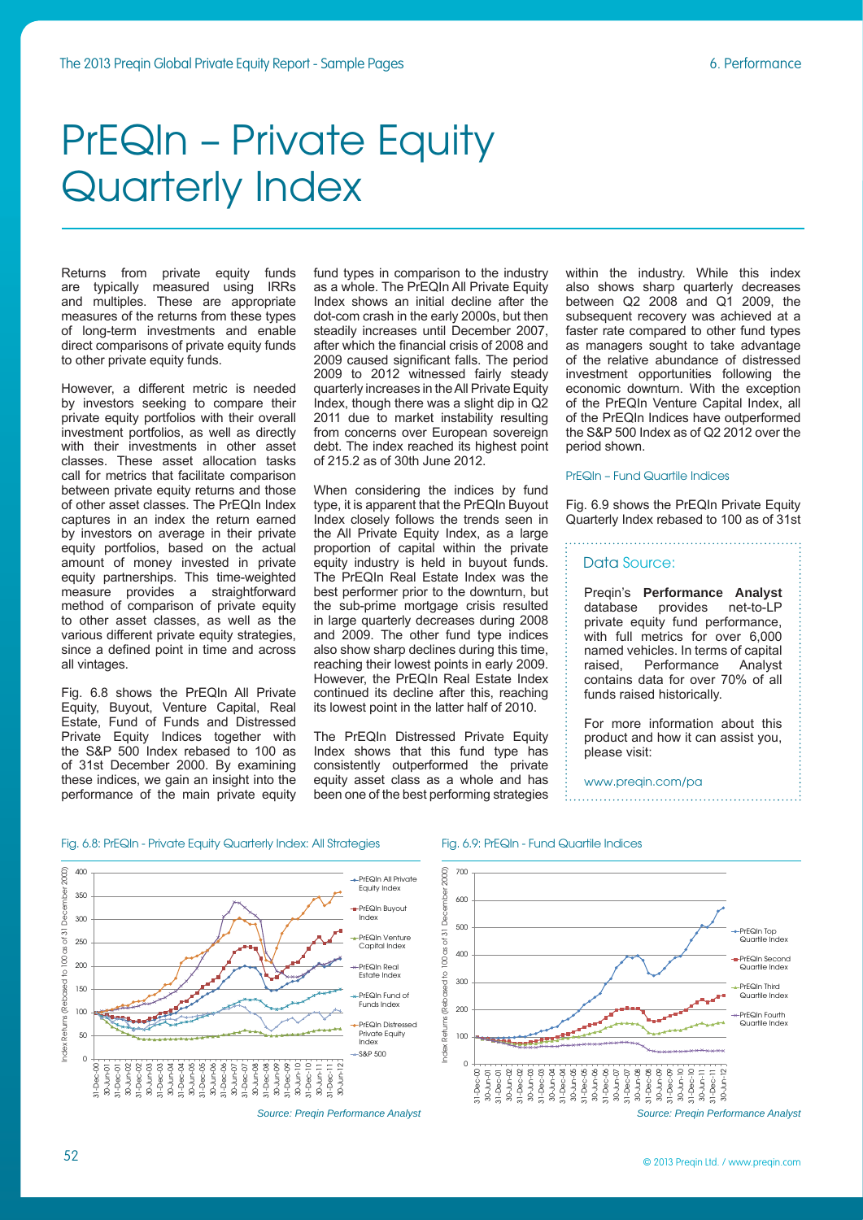# PrEQIn – Private Equity Quarterly Index

Returns from private equity funds are typically measured using IRRs and multiples. These are appropriate measures of the returns from these types of long-term investments and enable direct comparisons of private equity funds to other private equity funds.

However, a different metric is needed by investors seeking to compare their private equity portfolios with their overall investment portfolios, as well as directly with their investments in other asset classes. These asset allocation tasks call for metrics that facilitate comparison between private equity returns and those of other asset classes. The PrEQIn Index captures in an index the return earned by investors on average in their private equity portfolios, based on the actual amount of money invested in private equity partnerships. This time-weighted measure provides a straightforward method of comparison of private equity to other asset classes, as well as the various different private equity strategies, since a defined point in time and across all vintages.

Fig. 6.8 shows the PrEQIn All Private Equity, Buyout, Venture Capital, Real Estate, Fund of Funds and Distressed Private Equity Indices together with the S&P 500 Index rebased to 100 as of 31st December 2000. By examining these indices, we gain an insight into the performance of the main private equity fund types in comparison to the industry as a whole. The PrEQIn All Private Equity Index shows an initial decline after the dot-com crash in the early 2000s, but then steadily increases until December 2007, after which the financial crisis of 2008 and 2009 caused significant falls. The period 2009 to 2012 witnessed fairly steady quarterly increases in the All Private Equity Index, though there was a slight dip in Q2 2011 due to market instability resulting from concerns over European sovereign debt. The index reached its highest point of 215.2 as of 30th June 2012.

When considering the indices by fund type, it is apparent that the PrEQIn Buyout Index closely follows the trends seen in the All Private Equity Index, as a large proportion of capital within the private equity industry is held in buyout funds. The PrEQIn Real Estate Index was the best performer prior to the downturn, but the sub-prime mortgage crisis resulted in large quarterly decreases during 2008 and 2009. The other fund type indices also show sharp declines during this time, reaching their lowest points in early 2009. However, the PrEQIn Real Estate Index continued its decline after this, reaching its lowest point in the latter half of 2010.

The PrEQIn Distressed Private Equity Index shows that this fund type has consistently outperformed the private equity asset class as a whole and has been one of the best performing strategies within the industry. While this index also shows sharp quarterly decreases between Q2 2008 and Q1 2009, the subsequent recovery was achieved at a faster rate compared to other fund types as managers sought to take advantage of the relative abundance of distressed investment opportunities following the economic downturn. With the exception of the PrEQIn Venture Capital Index, all of the PrEQIn Indices have outperformed the S&P 500 Index as of Q2 2012 over the period shown.

### PrEQIn – Fund Quartile Indices

Fig. 6.9 shows the PrEQIn Private Equity Quarterly Index rebased to 100 as of 31st

> **Data Source:**
>
> Preqin's **Performance Analyst** database provides net-to-LP private equity fund performance, with full metrics for over 6,000 named vehicles. In terms of capital raised, Performance Analyst contains data for over 70% of all funds raised historically.
>
> For more information about this product and how it can assist you, please visit:
>
> www.preqin.com/pa

Fig. 6.8: PrEQIn - Private Equity Quarterly Index: All Strategies

Index Returns (Rebased to 100 as of 31 December 2000)

400, 350, 300, 250, 200, 150, 100, 50, 0

31-Dec-00, 30-Jun-01, 31-Dec-01, 30-Jun-02, 31-Dec-02, 30-Jun-03, 31-Dec-03, 30-Jun-04, 31-Dec-04, 30-Jun-05, 31-Dec-05, 30-Jun-06, 31-Dec-06, 30-Jun-07, 31-Dec-07, 30-Jun-08, 31-Dec-08, 30-Jun-09, 31-Dec-09, 30-Jun-10, 31-Dec-10, 30-Jun-11, 31-Dec-11, 30-Jun-12

PrEQIn All Private Equity Index
PrEQIn Buyout Index
PrEQIn Venture Capital Index
PrEQIn Real Estate Index
PrEQIn Fund of Funds Index
PrEQIn Distressed Private Equity Index
S&P 500

*Source: Preqin Performance Analyst*

Fig. 6.9: PrEQIn - Fund Quartile Indices

Index Returns (Rebased to 100 as of 31 December 2000)

700, 600, 500, 400, 300, 200, 100, 0

31-Dec-00, 30-Jun-01, 31-Dec-01, 30-Jun-02, 31-Dec-02, 30-Jun-03, 31-Dec-03, 30-Jun-04, 31-Dec-04, 30-Jun-05, 31-Dec-05, 30-Jun-06, 31-Dec-06, 30-Jun-07, 31-Dec-07, 30-Jun-08, 31-Dec-08, 30-Jun-09, 31-Dec-09, 30-Jun-10, 31-Dec-10, 30-Jun-11, 31-Dec-11, 30-Jun-12

PrEQIn Top Quartile Index
PrEQIn Second Quartile Index
PrEQIn Third Quartile Index
PrEQIn Fourth Quartile Index

*Source: Preqin Performance Analyst*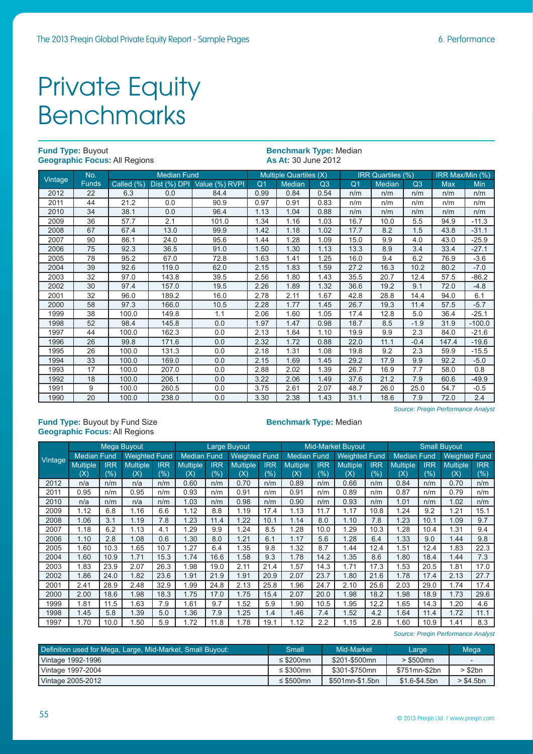# Private Equity Benchmarks

**Fund Type:** Buyout
**Geographic Focus:** All Regions

**Benchmark Type:** Median
**As At:** 30 June 2012

| Vintage | No. Funds | Median Fund | | | Multiple Quartiles (X) | | | IRR Quartiles (%) | | | IRR Max/Min (%) | |
|---|---|---|---|---|---|---|---|---|---|---|---|---|
| | | Called (%) | Dist (%) DPI | Value (%) RVPI | Q1 | Median | Q3 | Q1 | Median | Q3 | Max | Min |
| 2012 | 22 | 6.3 | 0.0 | 84.4 | 0.99 | 0.84 | 0.54 | n/m | n/m | n/m | n/m | n/m |
| 2011 | 44 | 21.2 | 0.0 | 90.9 | 0.97 | 0.91 | 0.83 | n/m | n/m | n/m | n/m | n/m |
| 2010 | 34 | 38.1 | 0.0 | 96.4 | 1.13 | 1.04 | 0.88 | n/m | n/m | n/m | n/m | n/m |
| 2009 | 36 | 57.7 | 2.1 | 101.0 | 1.34 | 1.16 | 1.03 | 16.7 | 10.0 | 5.5 | 94.9 | -11.3 |
| 2008 | 67 | 67.4 | 13.0 | 99.9 | 1.42 | 1.18 | 1.02 | 17.7 | 8.2 | 1.5 | 43.8 | -31.1 |
| 2007 | 90 | 86.1 | 24.0 | 95.6 | 1.44 | 1.28 | 1.09 | 15.0 | 9.9 | 4.0 | 43.0 | -25.9 |
| 2006 | 75 | 92.3 | 36.5 | 91.0 | 1.50 | 1.30 | 1.13 | 13.3 | 8.9 | 3.4 | 33.4 | -27.1 |
| 2005 | 78 | 95.2 | 67.0 | 72.8 | 1.63 | 1.41 | 1.25 | 16.0 | 9.4 | 6.2 | 76.9 | -3.6 |
| 2004 | 39 | 92.6 | 119.0 | 62.0 | 2.15 | 1.83 | 1.59 | 27.2 | 16.3 | 10.2 | 80.2 | -7.0 |
| 2003 | 32 | 97.0 | 143.8 | 39.5 | 2.56 | 1.80 | 1.43 | 35.5 | 20.7 | 12.4 | 57.5 | -86.2 |
| 2002 | 30 | 97.4 | 157.0 | 19.5 | 2.26 | 1.89 | 1.32 | 36.6 | 19.2 | 9.1 | 72.0 | -4.8 |
| 2001 | 32 | 96.0 | 189.2 | 16.0 | 2.78 | 2.11 | 1.67 | 42.8 | 28.8 | 14.4 | 94.0 | 6.1 |
| 2000 | 58 | 97.3 | 166.0 | 10.5 | 2.28 | 1.77 | 1.45 | 26.7 | 19.3 | 11.4 | 57.5 | -5.7 |
| 1999 | 38 | 100.0 | 149.8 | 1.1 | 2.06 | 1.60 | 1.05 | 17.4 | 12.8 | 5.0 | 36.4 | -25.1 |
| 1998 | 52 | 98.4 | 145.8 | 0.0 | 1.97 | 1.47 | 0.98 | 18.7 | 8.5 | -1.9 | 31.9 | -100.0 |
| 1997 | 44 | 100.0 | 162.3 | 0.0 | 2.13 | 1.64 | 1.10 | 19.9 | 9.9 | 2.3 | 84.0 | -21.6 |
| 1996 | 26 | 99.8 | 171.6 | 0.0 | 2.32 | 1.72 | 0.88 | 22.0 | 11.1 | -0.4 | 147.4 | -19.6 |
| 1995 | 26 | 100.0 | 131.3 | 0.0 | 2.18 | 1.31 | 1.08 | 19.8 | 9.2 | 2.3 | 59.9 | -15.5 |
| 1994 | 33 | 100.0 | 169.0 | 0.0 | 2.15 | 1.69 | 1.45 | 29.2 | 17.9 | 9.9 | 92.2 | -5.0 |
| 1993 | 17 | 100.0 | 207.0 | 0.0 | 2.88 | 2.02 | 1.39 | 26.7 | 16.9 | 7.7 | 58.0 | 0.8 |
| 1992 | 18 | 100.0 | 206.1 | 0.0 | 3.22 | 2.06 | 1.49 | 37.6 | 21.2 | 7.9 | 60.6 | -49.9 |
| 1991 | 9 | 100.0 | 260.5 | 0.0 | 3.75 | 2.61 | 2.07 | 48.7 | 26.0 | 25.0 | 54.7 | -0.5 |
| 1990 | 20 | 100.0 | 238.0 | 0.0 | 3.30 | 2.38 | 1.43 | 31.1 | 18.6 | 7.9 | 72.0 | 2.4 |

*Source: Preqin Performance Analyst*

**Fund Type:** Buyout by Fund Size
**Geographic Focus:** All Regions

**Benchmark Type:** Median

| Vintage | Mega Buyout | | | | Large Buyout | | | | Mid-Market Buyout | | | | Small Buyout | | | |
|---|---|---|---|---|---|---|---|---|---|---|---|---|---|---|---|---|
| | Median Fund | | Weighted Fund | | Median Fund | | Weighted Fund | | Median Fund | | Weighted Fund | | Median Fund | | Weighted Fund | |
| | Multiple (X) | IRR (%) | Multiple (X) | IRR (%) | Multiple (X) | IRR (%) | Multiple (X) | IRR (%) | Multiple (X) | IRR (%) | Multiple (X) | IRR (%) | Multiple (X) | IRR (%) | Multiple (X) | IRR (%) |
| 2012 | n/a | n/m | n/a | n/m | 0.60 | n/m | 0.70 | n/m | 0.89 | n/m | 0.66 | n/m | 0.84 | n/m | 0.70 | n/m |
| 2011 | 0.95 | n/m | 0.95 | n/m | 0.93 | n/m | 0.91 | n/m | 0.91 | n/m | 0.89 | n/m | 0.87 | n/m | 0.79 | n/m |
| 2010 | n/a | n/m | n/a | n/m | 1.03 | n/m | 0.98 | n/m | 0.90 | n/m | 0.93 | n/m | 1.01 | n/m | 1.02 | n/m |
| 2009 | 1.12 | 6.8 | 1.16 | 6.6 | 1.12 | 8.8 | 1.19 | 17.4 | 1.13 | 11.7 | 1.17 | 10.8 | 1.24 | 9.2 | 1.21 | 15.1 |
| 2008 | 1.06 | 3.1 | 1.19 | 7.8 | 1.23 | 11.4 | 1.22 | 10.1 | 1.14 | 8.0 | 1.10 | 7.8 | 1.23 | 10.1 | 1.09 | 9.7 |
| 2007 | 1.18 | 6.2 | 1.13 | 4.1 | 1.29 | 9.9 | 1.24 | 8.5 | 1.28 | 10.0 | 1.29 | 10.3 | 1.28 | 10.4 | 1.31 | 9.4 |
| 2006 | 1.10 | 2.8 | 1.08 | 0.6 | 1.30 | 8.0 | 1.21 | 6.1 | 1.17 | 5.6 | 1.28 | 6.4 | 1.33 | 9.0 | 1.44 | 9.8 |
| 2005 | 1.60 | 10.3 | 1.65 | 10.7 | 1.27 | 6.4 | 1.35 | 9.8 | 1.32 | 8.7 | 1.44 | 12.4 | 1.51 | 12.4 | 1.83 | 22.3 |
| 2004 | 1.60 | 10.9 | 1.71 | 15.3 | 1.74 | 16.6 | 1.58 | 9.3 | 1.78 | 14.2 | 1.35 | 8.6 | 1.80 | 18.4 | 1.44 | 7.3 |
| 2003 | 1.83 | 23.9 | 2.07 | 26.3 | 1.98 | 19.0 | 2.11 | 21.4 | 1.57 | 14.3 | 1.71 | 17.3 | 1.53 | 20.5 | 1.81 | 17.0 |
| 2002 | 1.86 | 24.0 | 1.82 | 23.6 | 1.91 | 21.9 | 1.91 | 20.9 | 2.07 | 23.7 | 1.80 | 21.6 | 1.78 | 17.4 | 2.13 | 27.7 |
| 2001 | 2.41 | 28.9 | 2.48 | 32.9 | 1.99 | 24.8 | 2.13 | 25.8 | 1.96 | 24.7 | 2.10 | 25.6 | 2.03 | 29.0 | 1.74 | 17.4 |
| 2000 | 2.00 | 18.6 | 1.98 | 18.3 | 1.75 | 17.0 | 1.75 | 15.4 | 2.07 | 20.0 | 1.98 | 18.2 | 1.98 | 18.9 | 1.73 | 29.6 |
| 1999 | 1.81 | 11.5 | 1.63 | 7.9 | 1.61 | 9.7 | 1.52 | 5.9 | 1.90 | 10.5 | 1.95 | 12.2 | 1.65 | 14.3 | 1.20 | 4.6 |
| 1998 | 1.45 | 5.8 | 1.39 | 5.0 | 1.36 | 7.9 | 1.25 | 1.4 | 1.46 | 7.4 | 1.52 | 4.2 | 1.64 | 11.4 | 1.72 | 11.1 |
| 1997 | 1.70 | 10.0 | 1.50 | 5.9 | 1.72 | 11.8 | 1.78 | 19.1 | 1.12 | 2.2 | 1.15 | 2.6 | 1.60 | 10.9 | 1.41 | 8.3 |

*Source: Preqin Performance Analyst*

| Definition used for Mega, Large, Mid-Market, Small Buyout: | Small | Mid-Market | Large | Mega |
|---|---|---|---|---|
| Vintage 1992-1996 | ≤ $200mn | $201-$500mn | > $500mn | - |
| Vintage 1997-2004 | ≤ $300mn | $301-$750mn | $751mn-$2bn | > $2bn |
| Vintage 2005-2012 | ≤ $500mn | $501mn-$1.5bn | $1.6-$4.5bn | > $4.5bn |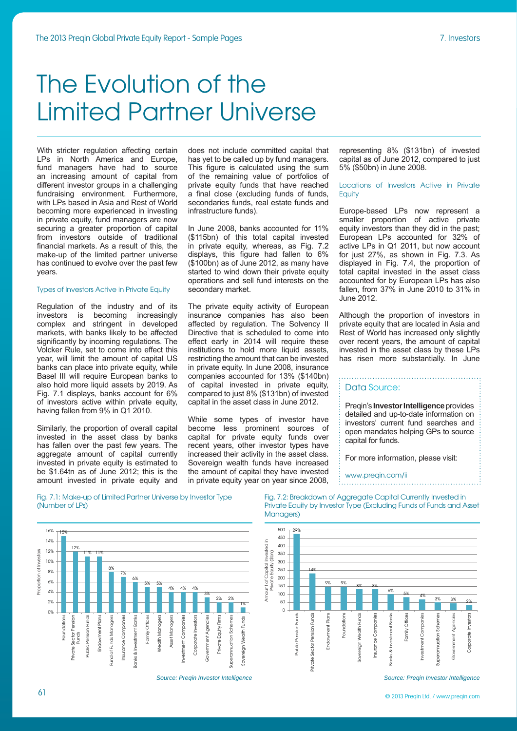# The Evolution of the Limited Partner Universe

With stricter regulation affecting certain LPs in North America and Europe, fund managers have had to source an increasing amount of capital from different investor groups in a challenging fundraising environment. Furthermore, with LPs based in Asia and Rest of World becoming more experienced in investing in private equity, fund managers are now securing a greater proportion of capital from investors outside of traditional financial markets. As a result of this, the make-up of the limited partner universe has continued to evolve over the past few years.

### Types of Investors Active in Private Equity

Regulation of the industry and of its investors is becoming increasingly complex and stringent in developed markets, with banks likely to be affected significantly by incoming regulations. The Volcker Rule, set to come into effect this year, will limit the amount of capital US banks can place into private equity, while Basel III will require European banks to also hold more liquid assets by 2019. As Fig. 7.1 displays, banks account for 6% of investors active within private equity, having fallen from 9% in Q1 2010.

Similarly, the proportion of overall capital invested in the asset class by banks has fallen over the past few years. The aggregate amount of capital currently invested in private equity is estimated to be $1.64tn as of June 2012; this is the amount invested in private equity and does not include committed capital that has yet to be called up by fund managers. This figure is calculated using the sum of the remaining value of portfolios of private equity funds that have reached a final close (excluding funds of funds, secondaries funds, real estate funds and infrastructure funds).

In June 2008, banks accounted for 11% ($115bn) of this total capital invested in private equity, whereas, as Fig. 7.2 displays, this figure had fallen to 6% ($100bn) as of June 2012, as many have started to wind down their private equity operations and sell fund interests on the secondary market.

The private equity activity of European insurance companies has also been affected by regulation. The Solvency II Directive that is scheduled to come into effect early in 2014 will require these institutions to hold more liquid assets, restricting the amount that can be invested in private equity. In June 2008, insurance companies accounted for 13% ($140bn) of capital invested in private equity, compared to just 8% ($131bn) of invested capital in the asset class in June 2012.

While some types of investor have become less prominent sources of capital for private equity funds over recent years, other investor types have increased their activity in the asset class. Sovereign wealth funds have increased the amount of capital they have invested in private equity year on year since 2008, representing 8% ($131bn) of invested capital as of June 2012, compared to just 5% ($50bn) in June 2008.

### Locations of Investors Active in Private Equity

Europe-based LPs now represent a smaller proportion of active private equity investors than they did in the past; European LPs accounted for 32% of active LPs in Q1 2011, but now account for just 27%, as shown in Fig. 7.3. As displayed in Fig. 7.4, the proportion of total capital invested in the asset class accounted for by European LPs has also fallen, from 37% in June 2010 to 31% in June 2012.

Although the proportion of investors in private equity that are located in Asia and Rest of World has increased only slightly over recent years, the amount of capital invested in the asset class by these LPs has risen more substantially. In June

**Data Source:**

Preqin's **Investor Intelligence** provides detailed and up-to-date information on investors' current fund searches and open mandates helping GPs to source capital for funds.

For more information, please visit:

www.preqin.com/ii

Fig. 7.1: Make-up of Limited Partner Universe by Investor Type (Number of LPs)

Proportion of Investors
0% 2% 4% 6% 8% 10% 12% 14% 16%

Foundations 15%
Private Sector Pension Funds 12%
Public Pension Funds 11%
Endowment Plans 11%
Fund of Funds Managers 8%
Insurance Companies 7%
Banks & Investment Banks 6%
Family Offices 5%
Wealth Managers 5%
Asset Managers 4%
Investment Companies 4%
Corporate Investors 4%
Government Agencies 3%
Private Equity Firms 2%
Superannuation Schemes 2%
Sovereign Wealth Funds 1%

*Source: Preqin Investor Intelligence*

Fig. 7.2: Breakdown of Aggregate Capital Currently Invested in Private Equity by Investor Type (Excluding Funds of Funds and Asset Managers)

Amount of Capital Invested in Private Equity ($bn)
0 50 100 150 200 250 300 350 400 450 500

Public Pension Funds 29%
Private Sector Pension Funds 14%
Endowment Plans 9%
Foundations 9%
Sovereign Wealth Funds 8%
Insurance Companies 8%
Banks & Investment Banks 6%
Family Offices 5%
Investment Companies 4%
Superannuation Schemes 3%
Government Agencies 3%
Corporate Investors 2%

*Source: Preqin Investor Intelligence*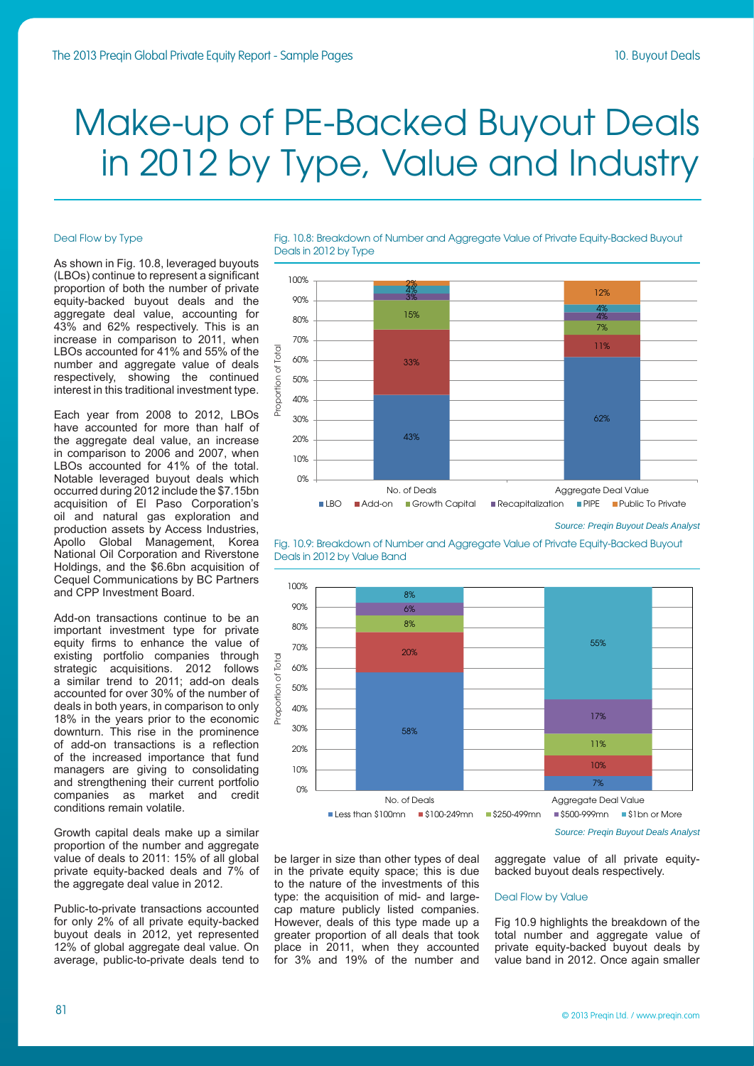# Make-up of PE-Backed Buyout Deals in 2012 by Type, Value and Industry

### Deal Flow by Type

As shown in Fig. 10.8, leveraged buyouts (LBOs) continue to represent a significant proportion of both the number of private equity-backed buyout deals and the aggregate deal value, accounting for 43% and 62% respectively. This is an increase in comparison to 2011, when LBOs accounted for 41% and 55% of the number and aggregate value of deals respectively, showing the continued interest in this traditional investment type.

Each year from 2008 to 2012, LBOs have accounted for more than half of the aggregate deal value, an increase in comparison to 2006 and 2007, when LBOs accounted for 41% of the total. Notable leveraged buyout deals which occurred during 2012 include the $7.15bn acquisition of El Paso Corporation's oil and natural gas exploration and production assets by Access Industries, Apollo Global Management, Korea National Oil Corporation and Riverstone Holdings, and the $6.6bn acquisition of Cequel Communications by BC Partners and CPP Investment Board.

Add-on transactions continue to be an important investment type for private equity firms to enhance the value of existing portfolio companies through strategic acquisitions. 2012 follows a similar trend to 2011; add-on deals accounted for over 30% of the number of deals in both years, in comparison to only 18% in the years prior to the economic downturn. This rise in the prominence of add-on transactions is a reflection of the increased importance that fund managers are giving to consolidating and strengthening their current portfolio companies as market and credit conditions remain volatile.

Growth capital deals make up a similar proportion of the number and aggregate value of deals to 2011: 15% of all global private equity-backed deals and 7% of the aggregate deal value in 2012.

Public-to-private transactions accounted for only 2% of all private equity-backed buyout deals in 2012, yet represented 12% of global aggregate deal value. On average, public-to-private deals tend to be larger in size than other types of deal in the private equity space; this is due to the nature of the investments of this type: the acquisition of mid- and large-cap mature publicly listed companies. However, deals of this type made up a greater proportion of all deals that took place in 2011, when they accounted for 3% and 19% of the number and aggregate value of all private equity-backed buyout deals respectively.

Fig. 10.8: Breakdown of Number and Aggregate Value of Private Equity-Backed Buyout Deals in 2012 by Type

| Type | No. of Deals | Aggregate Deal Value |
|---|---|---|
| LBO | 43% | 62% |
| Add-on | 33% | 11% |
| Growth Capital | 15% | 7% |
| Recapitalization | 3% | 4% |
| PIPE | 4% | 4% |
| Public To Private | 2% | 12% |

*Source: Preqin Buyout Deals Analyst*

Fig. 10.9: Breakdown of Number and Aggregate Value of Private Equity-Backed Buyout Deals in 2012 by Value Band

| Value Band | No. of Deals | Aggregate Deal Value |
|---|---|---|
| Less than $100mn | 58% | 7% |
| $100-249mn | 20% | 10% |
| $250-499mn | 8% | 11% |
| $500-999mn | 6% | 17% |
| $1bn or More | 8% | 55% |

*Source: Preqin Buyout Deals Analyst*

### Deal Flow by Value

Fig 10.9 highlights the breakdown of the total number and aggregate value of private equity-backed buyout deals by value band in 2012. Once again smaller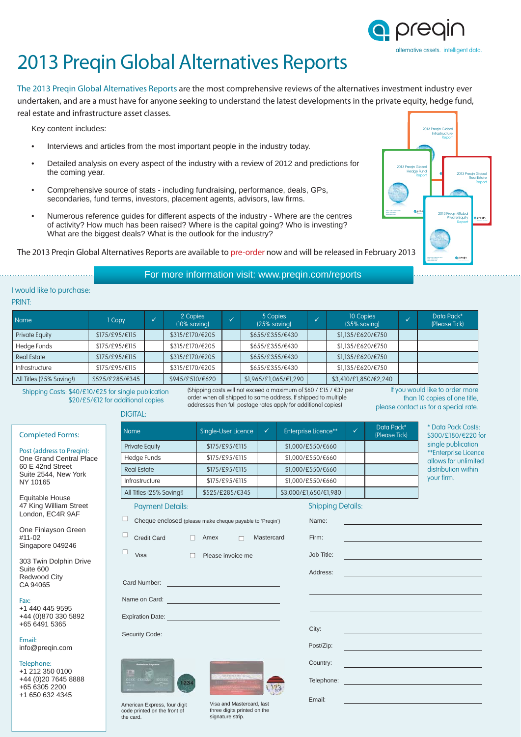preqin

alternative assets. intelligent data.

# 2013 Preqin Global Alternatives Reports

The 2013 Preqin Global Alternatives Reports are the most comprehensive reviews of the alternatives investment industry ever undertaken, and are a must have for anyone seeking to understand the latest developments in the private equity, hedge fund, real estate and infrastructure asset classes.

Key content includes:

- Interviews and articles from the most important people in the industry today.
- Detailed analysis on every aspect of the industry with a review of 2012 and predictions for the coming year.
- Comprehensive source of stats - including fundraising, performance, deals, GPs, secondaries, fund terms, investors, placement agents, advisors, law firms.
- Numerous reference guides for different aspects of the industry - Where are the centres of activity? How much has been raised? Where is the capital going? Who is investing? What are the biggest deals? What is the outlook for the industry?

The 2013 Preqin Global Alternatives Reports are available to pre-order now and will be released in February 2013

For more information visit: www.preqin.com/reports

I would like to purchase:

PRINT:

| Name | 1 Copy | ✓ | 2 Copies (10% saving) | ✓ | 5 Copies (25% saving) | ✓ | 10 Copies (35% saving) | ✓ | Data Pack* (Please Tick) |
|---|---|---|---|---|---|---|---|---|---|
| Private Equity | $175/£95/€115 | | $315/£170/€205 | | $655/£355/€430 | | $1,135/£620/€750 | | |
| Hedge Funds | $175/£95/€115 | | $315/£170/€205 | | $655/£355/€430 | | $1,135/£620/€750 | | |
| Real Estate | $175/£95/€115 | | $315/£170/€205 | | $655/£355/€430 | | $1,135/£620/€750 | | |
| Infrastructure | $175/£95/€115 | | $315/£170/€205 | | $655/£355/€430 | | $1,135/£620/€750 | | |
| All Titles (25% Saving!) | $525/£285/€345 | | $945/£510/€620 | | $1,965/£1,065/€1,290 | | $3,410/£1,850/€2,240 | | |

Shipping Costs: $40/£10/€25 for single publication $20/£5/€12 for additional copies

(Shipping costs will not exceed a maximum of $60 / £15 / €37 per order when all shipped to same address. If shipped to multiple addresses then full postage rates apply for additional copies)

If you would like to order more than 10 copies of one title, please contact us for a special rate.

DIGITAL:

| Name | Single-User Licence | ✓ | Enterprise Licence** | ✓ | Data Pack* (Please Tick) |
|---|---|---|---|---|---|
| Private Equity | $175/£95/€115 | | $1,000/£550/€660 | | |
| Hedge Funds | $175/£95/€115 | | $1,000/£550/€660 | | |
| Real Estate | $175/£95/€115 | | $1,000/£550/€660 | | |
| Infrastructure | $175/£95/€115 | | $1,000/£550/€660 | | |
| All Titles (25% Saving!) | $525/£285/€345 | | $3,000/£1,650/€1,980 | | |

\* Data Pack Costs: $300/£180/€220 for single publication

\*\*Enterprise Licence allows for unlimited distribution within your firm.

## Completed Forms:

Post (address to Preqin):

One Grand Central Place
60 E 42nd Street
Suite 2544, New York
NY 10165

Equitable House
47 King William Street
London, EC4R 9AF

One Finlayson Green
#11-02
Singapore 049246

303 Twin Dolphin Drive
Suite 600
Redwood City
CA 94065

Fax:
+1 440 445 9595
+44 (0)870 330 5892
+65 6491 5365

Email:
info@preqin.com

Telephone:
+1 212 350 0100
+44 (0)20 7645 8888
+65 6305 2200
+1 650 632 4345

## Payment Details:

☐ Cheque enclosed (please make cheque payable to 'Preqin')

☐ Credit Card ☐ Amex ☐ Mastercard

☐ Visa ☐ Please invoice me

Card Number: ______________________

Name on Card: ______________________

Expiration Date: ______________________

Security Code: ______________________

American Express, four digit code printed on the front of the card.

Visa and Mastercard, last three digits printed on the signature strip.

## Shipping Details:

Name: ______________________

Firm: ______________________

Job Title: ______________________

Address: ______________________

City: ______________________

Post/Zip: ______________________

Country: ______________________

Telephone: ______________________

Email: ______________________